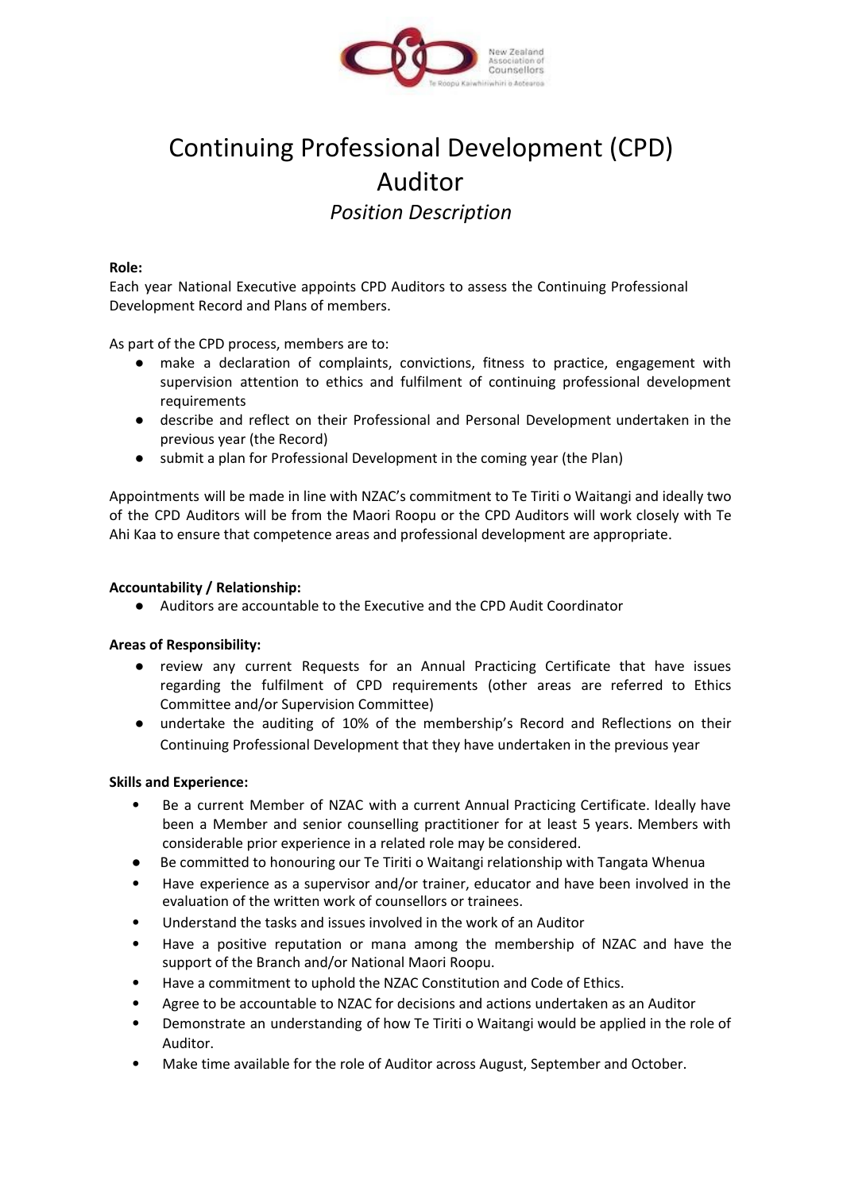# Continuing Professional Development (CPD) Auditor

*Position Description*

**Role:**

Each year National Executive appoints CPD Auditors to assess the Continuing Professional Development Record and Plans of members.

As part of the CPD process, members are to:

- make a declaration of complaints, convictions, fitness to practice, engagement with supervision attention to ethics and fulfilment of continuing professional development requirements
- describe and reflect on their Professional and Personal Development undertaken in the previous year (the Record)
- submit a plan for Professional Development in the coming year (the Plan)

Appointments will be made in line with NZAC's commitment to Te Tiriti o Waitangi and ideally two of the CPD Auditors will be from the Maori Roopu or the CPD Auditors will work closely with Te Ahi Kaa to ensure that competence areas and professional development are appropriate.

**Accountability / Relationship:**

- Auditors are accountable to the Executive and the CPD Audit Coordinator

**Areas of Responsibility:**

- review any current Requests for an Annual Practicing Certificate that have issues regarding the fulfilment of CPD requirements (other areas are referred to Ethics Committee and/or Supervision Committee)
- undertake the auditing of 10% of the membership's Record and Reflections on their Continuing Professional Development that they have undertaken in the previous year

**Skills and Experience:**

- Be a current Member of NZAC with a current Annual Practicing Certificate. Ideally have been a Member and senior counselling practitioner for at least 5 years. Members with considerable prior experience in a related role may be considered.
- Be committed to honouring our Te Tiriti o Waitangi relationship with Tangata Whenua
- Have experience as a supervisor and/or trainer, educator and have been involved in the evaluation of the written work of counsellors or trainees.
- Understand the tasks and issues involved in the work of an Auditor
- Have a positive reputation or mana among the membership of NZAC and have the support of the Branch and/or National Maori Roopu.
- Have a commitment to uphold the NZAC Constitution and Code of Ethics.
- Agree to be accountable to NZAC for decisions and actions undertaken as an Auditor
- Demonstrate an understanding of how Te Tiriti o Waitangi would be applied in the role of Auditor.
- Make time available for the role of Auditor across August, September and October.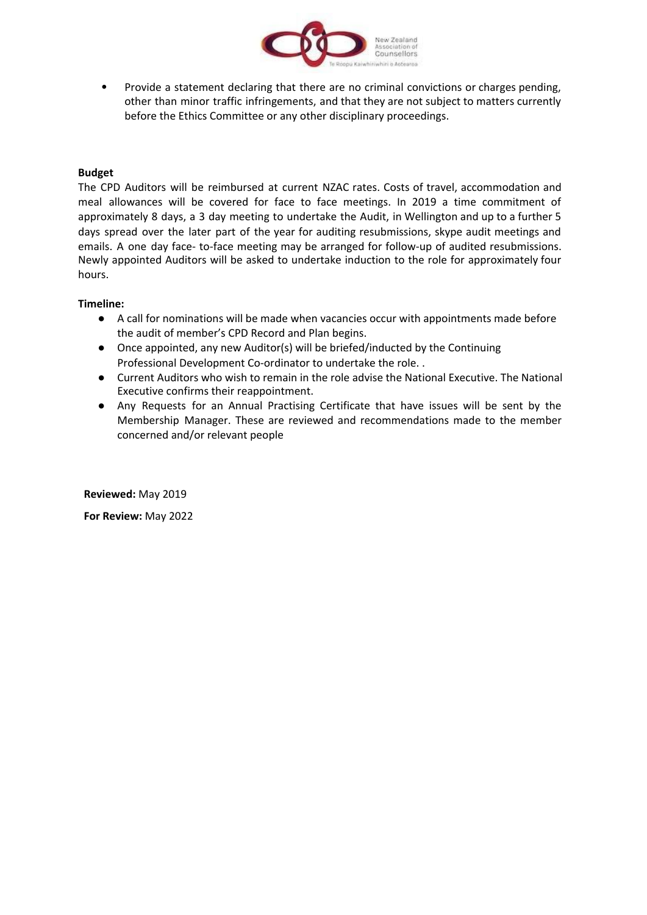- Provide a statement declaring that there are no criminal convictions or charges pending, other than minor traffic infringements, and that they are not subject to matters currently before the Ethics Committee or any other disciplinary proceedings.

**Budget**

The CPD Auditors will be reimbursed at current NZAC rates. Costs of travel, accommodation and meal allowances will be covered for face to face meetings. In 2019 a time commitment of approximately 8 days, a 3 day meeting to undertake the Audit, in Wellington and up to a further 5 days spread over the later part of the year for auditing resubmissions, skype audit meetings and emails. A one day face- to-face meeting may be arranged for follow-up of audited resubmissions. Newly appointed Auditors will be asked to undertake induction to the role for approximately four hours.

**Timeline:**

- A call for nominations will be made when vacancies occur with appointments made before the audit of member's CPD Record and Plan begins.
- Once appointed, any new Auditor(s) will be briefed/inducted by the Continuing Professional Development Co-ordinator to undertake the role. .
- Current Auditors who wish to remain in the role advise the National Executive. The National Executive confirms their reappointment.
- Any Requests for an Annual Practising Certificate that have issues will be sent by the Membership Manager. These are reviewed and recommendations made to the member concerned and/or relevant people

**Reviewed:** May 2019

**For Review:** May 2022